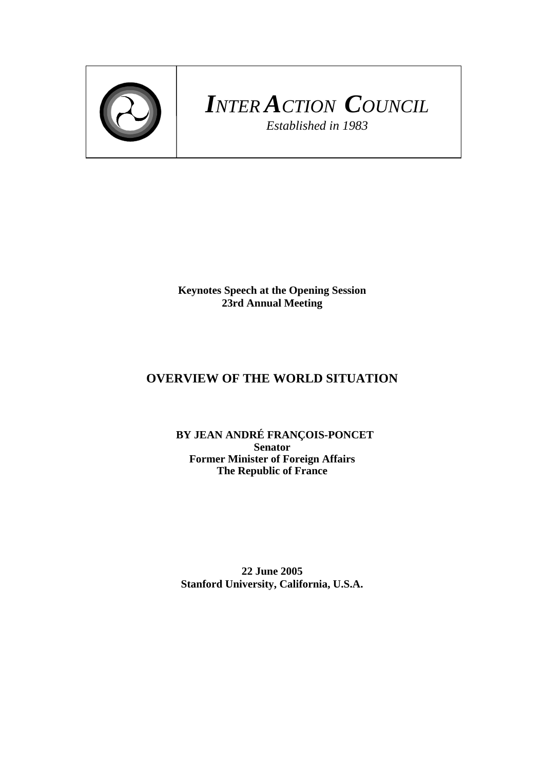# *InterAction Council*

*Established in 1983*

**Keynotes Speech at the Opening Session**
**23rd Annual Meeting**

## OVERVIEW OF THE WORLD SITUATION

**BY JEAN ANDRÉ FRANÇOIS-PONCET**
**Senator**
**Former Minister of Foreign Affairs**
**The Republic of France**

**22 June 2005**
**Stanford University, California, U.S.A.**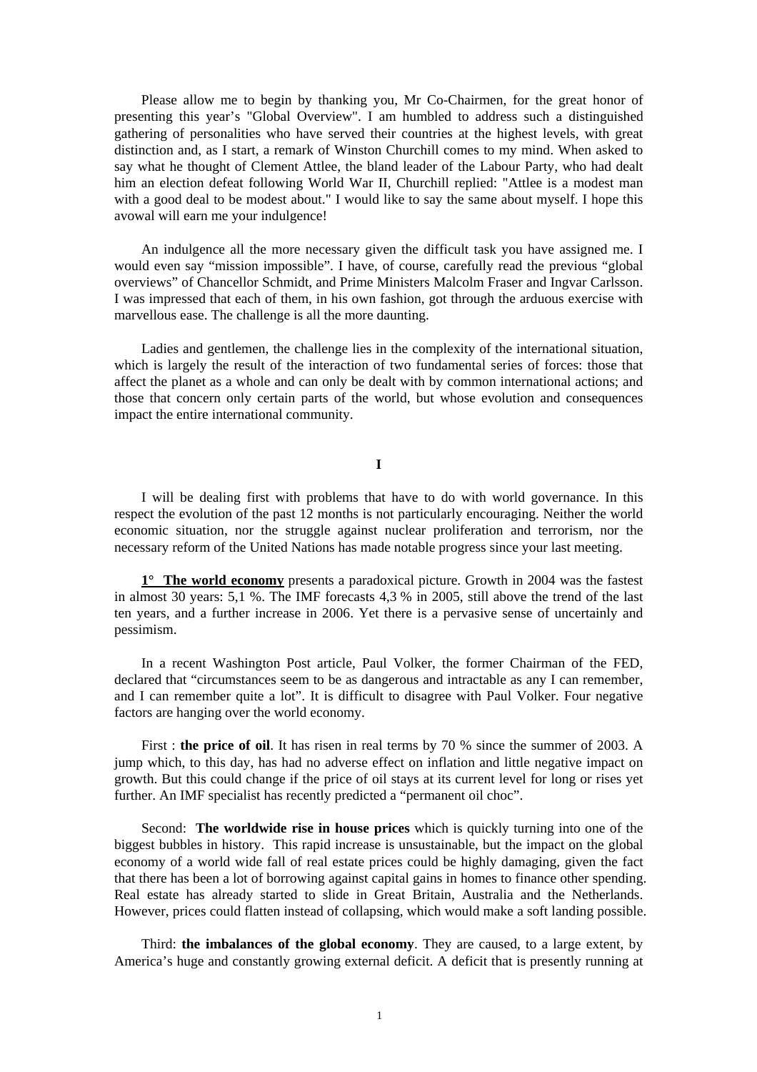Please allow me to begin by thanking you, Mr Co-Chairmen, for the great honor of presenting this year's "Global Overview". I am humbled to address such a distinguished gathering of personalities who have served their countries at the highest levels, with great distinction and, as I start, a remark of Winston Churchill comes to my mind. When asked to say what he thought of Clement Attlee, the bland leader of the Labour Party, who had dealt him an election defeat following World War II, Churchill replied: "Attlee is a modest man with a good deal to be modest about." I would like to say the same about myself. I hope this avowal will earn me your indulgence!

An indulgence all the more necessary given the difficult task you have assigned me. I would even say "mission impossible". I have, of course, carefully read the previous "global overviews" of Chancellor Schmidt, and Prime Ministers Malcolm Fraser and Ingvar Carlsson. I was impressed that each of them, in his own fashion, got through the arduous exercise with marvellous ease. The challenge is all the more daunting.

Ladies and gentlemen, the challenge lies in the complexity of the international situation, which is largely the result of the interaction of two fundamental series of forces: those that affect the planet as a whole and can only be dealt with by common international actions; and those that concern only certain parts of the world, but whose evolution and consequences impact the entire international community.

## I

I will be dealing first with problems that have to do with world governance. In this respect the evolution of the past 12 months is not particularly encouraging. Neither the world economic situation, nor the struggle against nuclear proliferation and terrorism, nor the necessary reform of the United Nations has made notable progress since your last meeting.

**1° The world economy** presents a paradoxical picture. Growth in 2004 was the fastest in almost 30 years: 5,1 %. The IMF forecasts 4,3 % in 2005, still above the trend of the last ten years, and a further increase in 2006. Yet there is a pervasive sense of uncertainly and pessimism.

In a recent Washington Post article, Paul Volker, the former Chairman of the FED, declared that "circumstances seem to be as dangerous and intractable as any I can remember, and I can remember quite a lot". It is difficult to disagree with Paul Volker. Four negative factors are hanging over the world economy.

First : **the price of oil**. It has risen in real terms by 70 % since the summer of 2003. A jump which, to this day, has had no adverse effect on inflation and little negative impact on growth. But this could change if the price of oil stays at its current level for long or rises yet further. An IMF specialist has recently predicted a "permanent oil choc".

Second: **The worldwide rise in house prices** which is quickly turning into one of the biggest bubbles in history. This rapid increase is unsustainable, but the impact on the global economy of a world wide fall of real estate prices could be highly damaging, given the fact that there has been a lot of borrowing against capital gains in homes to finance other spending. Real estate has already started to slide in Great Britain, Australia and the Netherlands. However, prices could flatten instead of collapsing, which would make a soft landing possible.

Third: **the imbalances of the global economy**. They are caused, to a large extent, by America's huge and constantly growing external deficit. A deficit that is presently running at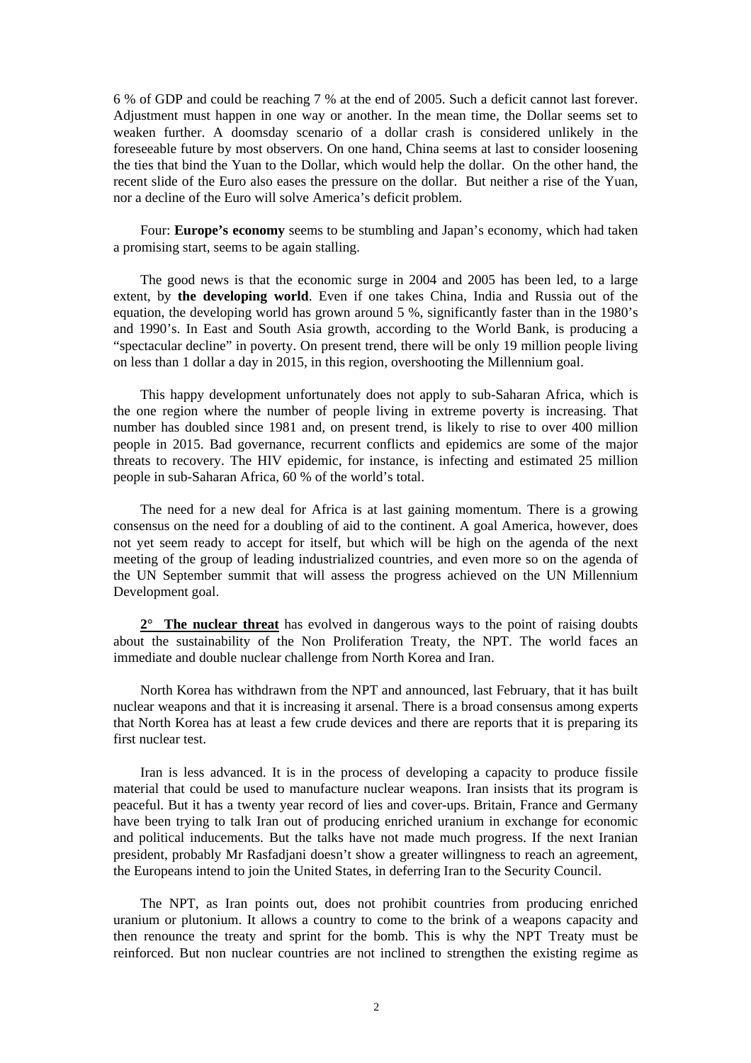6 % of GDP and could be reaching 7 % at the end of 2005. Such a deficit cannot last forever. Adjustment must happen in one way or another. In the mean time, the Dollar seems set to weaken further. A doomsday scenario of a dollar crash is considered unlikely in the foreseeable future by most observers. On one hand, China seems at last to consider loosening the ties that bind the Yuan to the Dollar, which would help the dollar. On the other hand, the recent slide of the Euro also eases the pressure on the dollar. But neither a rise of the Yuan, nor a decline of the Euro will solve America's deficit problem.

Four: **Europe's economy** seems to be stumbling and Japan's economy, which had taken a promising start, seems to be again stalling.

The good news is that the economic surge in 2004 and 2005 has been led, to a large extent, by **the developing world**. Even if one takes China, India and Russia out of the equation, the developing world has grown around 5 %, significantly faster than in the 1980's and 1990's. In East and South Asia growth, according to the World Bank, is producing a "spectacular decline" in poverty. On present trend, there will be only 19 million people living on less than 1 dollar a day in 2015, in this region, overshooting the Millennium goal.

This happy development unfortunately does not apply to sub-Saharan Africa, which is the one region where the number of people living in extreme poverty is increasing. That number has doubled since 1981 and, on present trend, is likely to rise to over 400 million people in 2015. Bad governance, recurrent conflicts and epidemics are some of the major threats to recovery. The HIV epidemic, for instance, is infecting and estimated 25 million people in sub-Saharan Africa, 60 % of the world's total.

The need for a new deal for Africa is at last gaining momentum. There is a growing consensus on the need for a doubling of aid to the continent. A goal America, however, does not yet seem ready to accept for itself, but which will be high on the agenda of the next meeting of the group of leading industrialized countries, and even more so on the agenda of the UN September summit that will assess the progress achieved on the UN Millennium Development goal.

**2° The nuclear threat** has evolved in dangerous ways to the point of raising doubts about the sustainability of the Non Proliferation Treaty, the NPT. The world faces an immediate and double nuclear challenge from North Korea and Iran.

North Korea has withdrawn from the NPT and announced, last February, that it has built nuclear weapons and that it is increasing it arsenal. There is a broad consensus among experts that North Korea has at least a few crude devices and there are reports that it is preparing its first nuclear test.

Iran is less advanced. It is in the process of developing a capacity to produce fissile material that could be used to manufacture nuclear weapons. Iran insists that its program is peaceful. But it has a twenty year record of lies and cover-ups. Britain, France and Germany have been trying to talk Iran out of producing enriched uranium in exchange for economic and political inducements. But the talks have not made much progress. If the next Iranian president, probably Mr Rasfadjani doesn't show a greater willingness to reach an agreement, the Europeans intend to join the United States, in deferring Iran to the Security Council.

The NPT, as Iran points out, does not prohibit countries from producing enriched uranium or plutonium. It allows a country to come to the brink of a weapons capacity and then renounce the treaty and sprint for the bomb. This is why the NPT Treaty must be reinforced. But non nuclear countries are not inclined to strengthen the existing regime as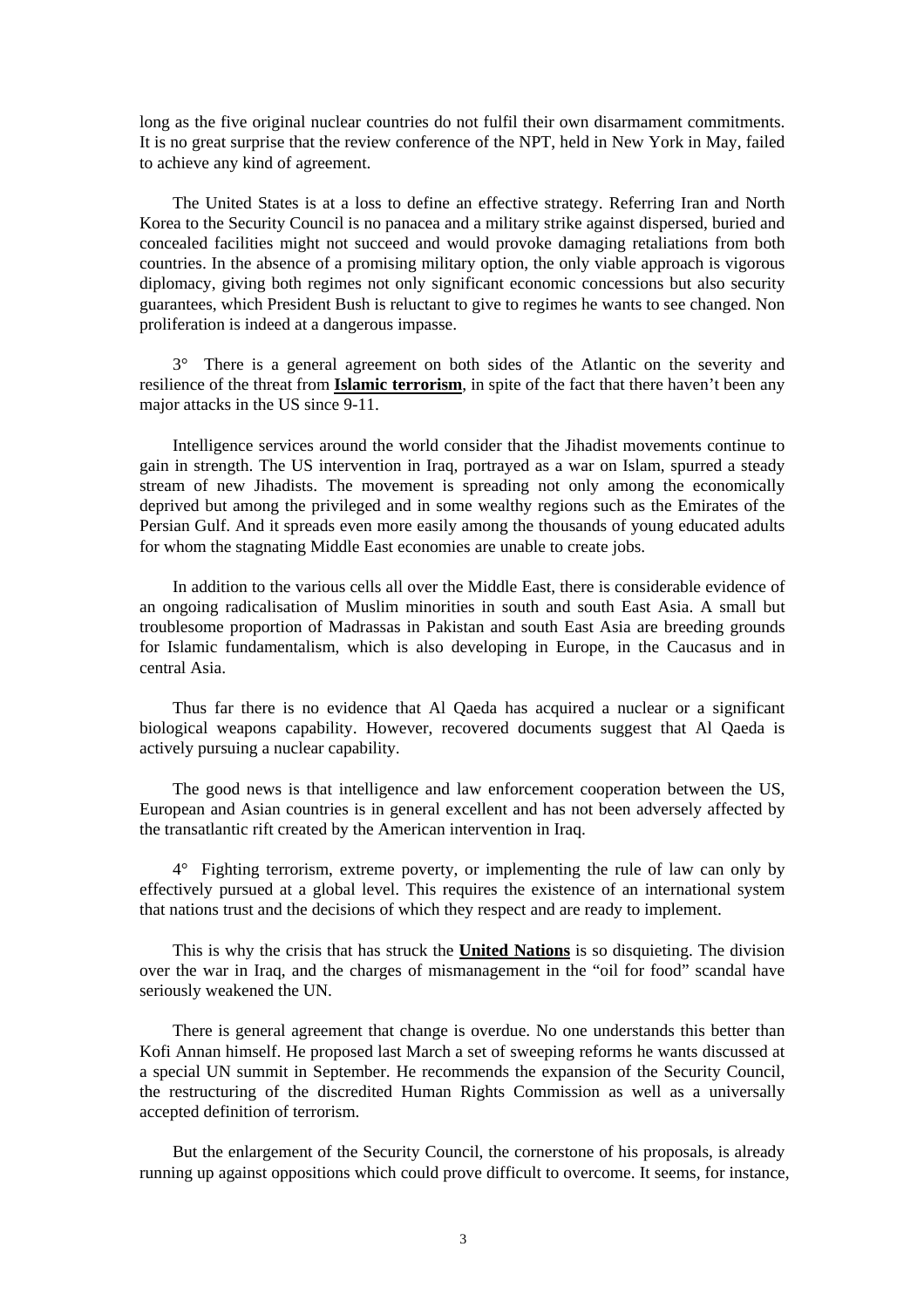long as the five original nuclear countries do not fulfil their own disarmament commitments. It is no great surprise that the review conference of the NPT, held in New York in May, failed to achieve any kind of agreement.

The United States is at a loss to define an effective strategy. Referring Iran and North Korea to the Security Council is no panacea and a military strike against dispersed, buried and concealed facilities might not succeed and would provoke damaging retaliations from both countries. In the absence of a promising military option, the only viable approach is vigorous diplomacy, giving both regimes not only significant economic concessions but also security guarantees, which President Bush is reluctant to give to regimes he wants to see changed. Non proliferation is indeed at a dangerous impasse.

3° There is a general agreement on both sides of the Atlantic on the severity and resilience of the threat from **Islamic terrorism**, in spite of the fact that there haven't been any major attacks in the US since 9-11.

Intelligence services around the world consider that the Jihadist movements continue to gain in strength. The US intervention in Iraq, portrayed as a war on Islam, spurred a steady stream of new Jihadists. The movement is spreading not only among the economically deprived but among the privileged and in some wealthy regions such as the Emirates of the Persian Gulf. And it spreads even more easily among the thousands of young educated adults for whom the stagnating Middle East economies are unable to create jobs.

In addition to the various cells all over the Middle East, there is considerable evidence of an ongoing radicalisation of Muslim minorities in south and south East Asia. A small but troublesome proportion of Madrassas in Pakistan and south East Asia are breeding grounds for Islamic fundamentalism, which is also developing in Europe, in the Caucasus and in central Asia.

Thus far there is no evidence that Al Qaeda has acquired a nuclear or a significant biological weapons capability. However, recovered documents suggest that Al Qaeda is actively pursuing a nuclear capability.

The good news is that intelligence and law enforcement cooperation between the US, European and Asian countries is in general excellent and has not been adversely affected by the transatlantic rift created by the American intervention in Iraq.

4° Fighting terrorism, extreme poverty, or implementing the rule of law can only by effectively pursued at a global level. This requires the existence of an international system that nations trust and the decisions of which they respect and are ready to implement.

This is why the crisis that has struck the **United Nations** is so disquieting. The division over the war in Iraq, and the charges of mismanagement in the "oil for food" scandal have seriously weakened the UN.

There is general agreement that change is overdue. No one understands this better than Kofi Annan himself. He proposed last March a set of sweeping reforms he wants discussed at a special UN summit in September. He recommends the expansion of the Security Council, the restructuring of the discredited Human Rights Commission as well as a universally accepted definition of terrorism.

But the enlargement of the Security Council, the cornerstone of his proposals, is already running up against oppositions which could prove difficult to overcome. It seems, for instance,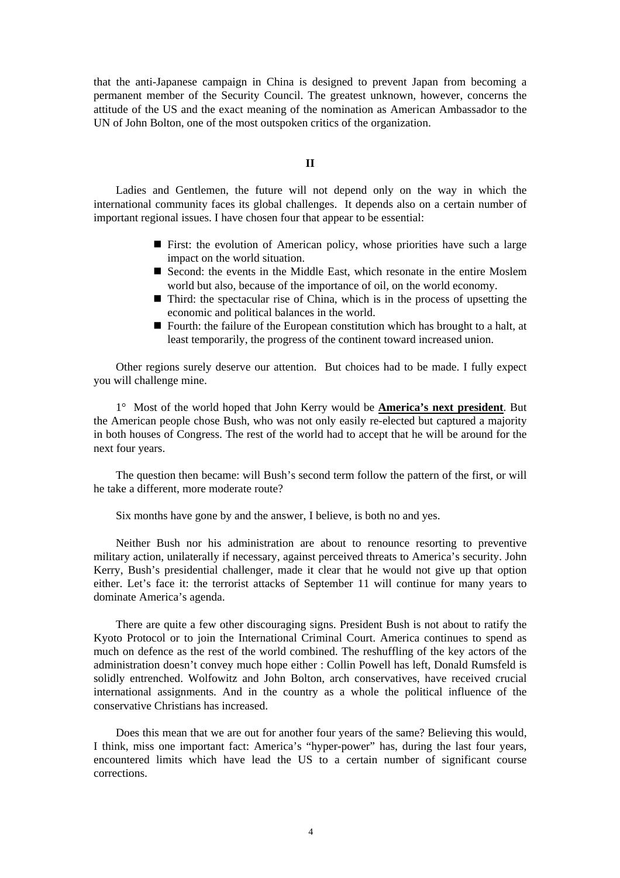that the anti-Japanese campaign in China is designed to prevent Japan from becoming a permanent member of the Security Council. The greatest unknown, however, concerns the attitude of the US and the exact meaning of the nomination as American Ambassador to the UN of John Bolton, one of the most outspoken critics of the organization.

## II

Ladies and Gentlemen, the future will not depend only on the way in which the international community faces its global challenges. It depends also on a certain number of important regional issues. I have chosen four that appear to be essential:

- First: the evolution of American policy, whose priorities have such a large impact on the world situation.
- Second: the events in the Middle East, which resonate in the entire Moslem world but also, because of the importance of oil, on the world economy.
- Third: the spectacular rise of China, which is in the process of upsetting the economic and political balances in the world.
- Fourth: the failure of the European constitution which has brought to a halt, at least temporarily, the progress of the continent toward increased union.

Other regions surely deserve our attention. But choices had to be made. I fully expect you will challenge mine.

1° Most of the world hoped that John Kerry would be **America's next president**. But the American people chose Bush, who was not only easily re-elected but captured a majority in both houses of Congress. The rest of the world had to accept that he will be around for the next four years.

The question then became: will Bush's second term follow the pattern of the first, or will he take a different, more moderate route?

Six months have gone by and the answer, I believe, is both no and yes.

Neither Bush nor his administration are about to renounce resorting to preventive military action, unilaterally if necessary, against perceived threats to America's security. John Kerry, Bush's presidential challenger, made it clear that he would not give up that option either. Let's face it: the terrorist attacks of September 11 will continue for many years to dominate America's agenda.

There are quite a few other discouraging signs. President Bush is not about to ratify the Kyoto Protocol or to join the International Criminal Court. America continues to spend as much on defence as the rest of the world combined. The reshuffling of the key actors of the administration doesn't convey much hope either : Collin Powell has left, Donald Rumsfeld is solidly entrenched. Wolfowitz and John Bolton, arch conservatives, have received crucial international assignments. And in the country as a whole the political influence of the conservative Christians has increased.

Does this mean that we are out for another four years of the same? Believing this would, I think, miss one important fact: America's "hyper-power" has, during the last four years, encountered limits which have lead the US to a certain number of significant course corrections.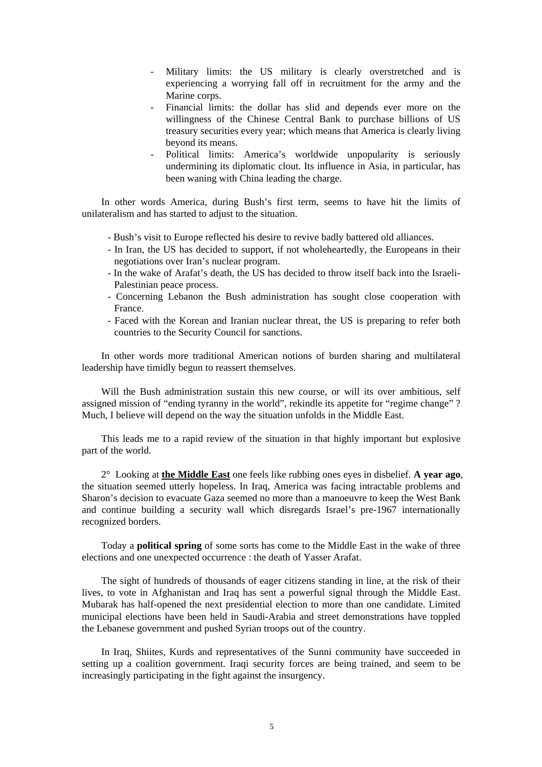- Military limits: the US military is clearly overstretched and is experiencing a worrying fall off in recruitment for the army and the Marine corps.
- Financial limits: the dollar has slid and depends ever more on the willingness of the Chinese Central Bank to purchase billions of US treasury securities every year; which means that America is clearly living beyond its means.
- Political limits: America's worldwide unpopularity is seriously undermining its diplomatic clout. Its influence in Asia, in particular, has been waning with China leading the charge.

In other words America, during Bush's first term, seems to have hit the limits of unilateralism and has started to adjust to the situation.

- Bush's visit to Europe reflected his desire to revive badly battered old alliances.
- In Iran, the US has decided to support, if not wholeheartedly, the Europeans in their negotiations over Iran's nuclear program.
- In the wake of Arafat's death, the US has decided to throw itself back into the Israeli-Palestinian peace process.
- Concerning Lebanon the Bush administration has sought close cooperation with France.
- Faced with the Korean and Iranian nuclear threat, the US is preparing to refer both countries to the Security Council for sanctions.

In other words more traditional American notions of burden sharing and multilateral leadership have timidly begun to reassert themselves.

Will the Bush administration sustain this new course, or will its over ambitious, self assigned mission of "ending tyranny in the world", rekindle its appetite for "regime change" ? Much, I believe will depend on the way the situation unfolds in the Middle East.

This leads me to a rapid review of the situation in that highly important but explosive part of the world.

2° Looking at **<u>the Middle East</u>** one feels like rubbing ones eyes in disbelief. **A year ago**, the situation seemed utterly hopeless. In Iraq, America was facing intractable problems and Sharon's decision to evacuate Gaza seemed no more than a manoeuvre to keep the West Bank and continue building a security wall which disregards Israel's pre-1967 internationally recognized borders.

Today a **political spring** of some sorts has come to the Middle East in the wake of three elections and one unexpected occurrence : the death of Yasser Arafat.

The sight of hundreds of thousands of eager citizens standing in line, at the risk of their lives, to vote in Afghanistan and Iraq has sent a powerful signal through the Middle East. Mubarak has half-opened the next presidential election to more than one candidate. Limited municipal elections have been held in Saudi-Arabia and street demonstrations have toppled the Lebanese government and pushed Syrian troops out of the country.

In Iraq, Shiites, Kurds and representatives of the Sunni community have succeeded in setting up a coalition government. Iraqi security forces are being trained, and seem to be increasingly participating in the fight against the insurgency.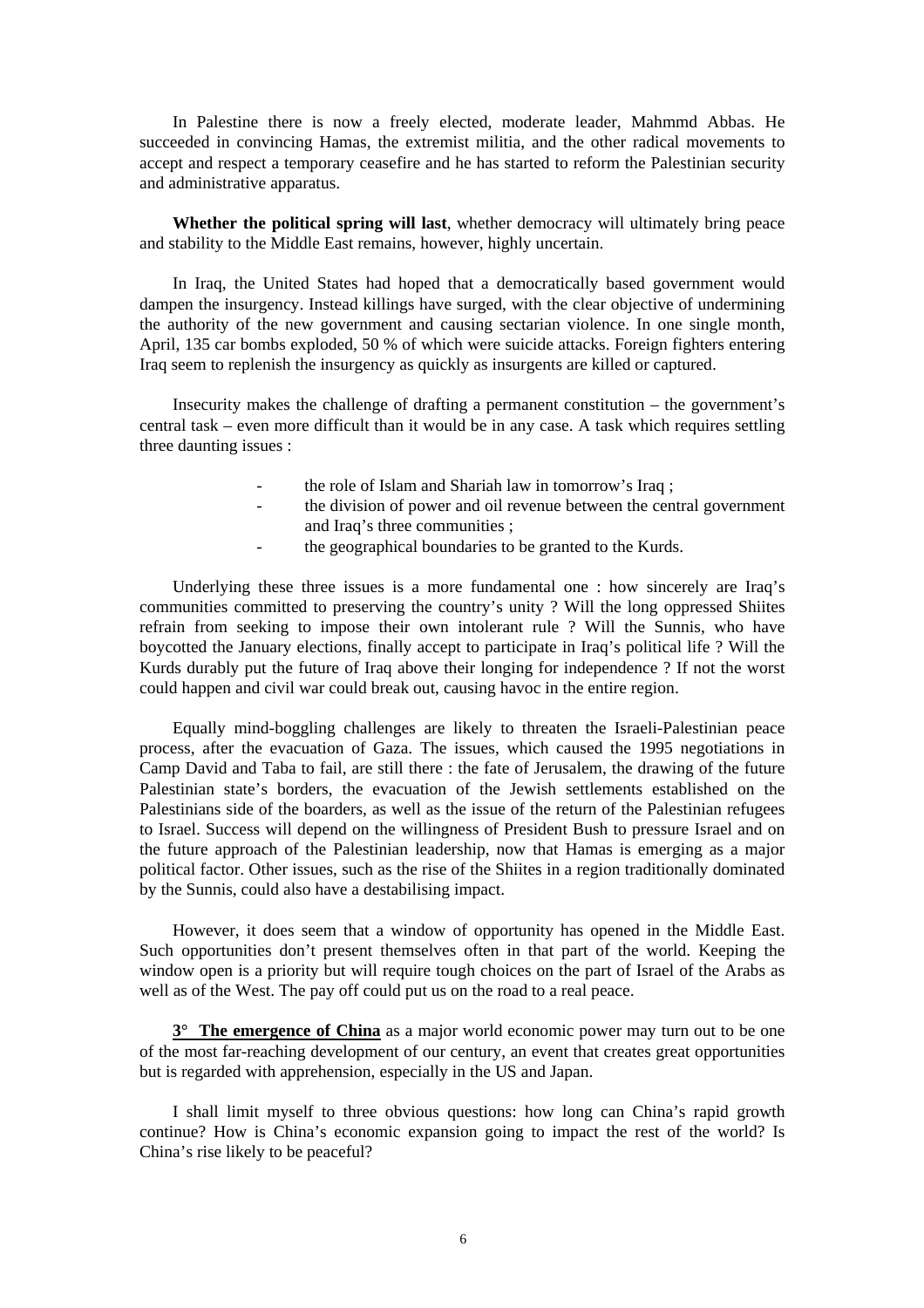In Palestine there is now a freely elected, moderate leader, Mahmmd Abbas. He succeeded in convincing Hamas, the extremist militia, and the other radical movements to accept and respect a temporary ceasefire and he has started to reform the Palestinian security and administrative apparatus.

**Whether the political spring will last**, whether democracy will ultimately bring peace and stability to the Middle East remains, however, highly uncertain.

In Iraq, the United States had hoped that a democratically based government would dampen the insurgency. Instead killings have surged, with the clear objective of undermining the authority of the new government and causing sectarian violence. In one single month, April, 135 car bombs exploded, 50 % of which were suicide attacks. Foreign fighters entering Iraq seem to replenish the insurgency as quickly as insurgents are killed or captured.

Insecurity makes the challenge of drafting a permanent constitution – the government's central task – even more difficult than it would be in any case. A task which requires settling three daunting issues :

- the role of Islam and Shariah law in tomorrow's Iraq ;
- the division of power and oil revenue between the central government and Iraq's three communities ;
- the geographical boundaries to be granted to the Kurds.

Underlying these three issues is a more fundamental one : how sincerely are Iraq's communities committed to preserving the country's unity ? Will the long oppressed Shiites refrain from seeking to impose their own intolerant rule ? Will the Sunnis, who have boycotted the January elections, finally accept to participate in Iraq's political life ? Will the Kurds durably put the future of Iraq above their longing for independence ? If not the worst could happen and civil war could break out, causing havoc in the entire region.

Equally mind-boggling challenges are likely to threaten the Israeli-Palestinian peace process, after the evacuation of Gaza. The issues, which caused the 1995 negotiations in Camp David and Taba to fail, are still there : the fate of Jerusalem, the drawing of the future Palestinian state's borders, the evacuation of the Jewish settlements established on the Palestinians side of the boarders, as well as the issue of the return of the Palestinian refugees to Israel. Success will depend on the willingness of President Bush to pressure Israel and on the future approach of the Palestinian leadership, now that Hamas is emerging as a major political factor. Other issues, such as the rise of the Shiites in a region traditionally dominated by the Sunnis, could also have a destabilising impact.

However, it does seem that a window of opportunity has opened in the Middle East. Such opportunities don't present themselves often in that part of the world. Keeping the window open is a priority but will require tough choices on the part of Israel of the Arabs as well as of the West. The pay off could put us on the road to a real peace.

**3° The emergence of China** as a major world economic power may turn out to be one of the most far-reaching development of our century, an event that creates great opportunities but is regarded with apprehension, especially in the US and Japan.

I shall limit myself to three obvious questions: how long can China's rapid growth continue? How is China's economic expansion going to impact the rest of the world? Is China's rise likely to be peaceful?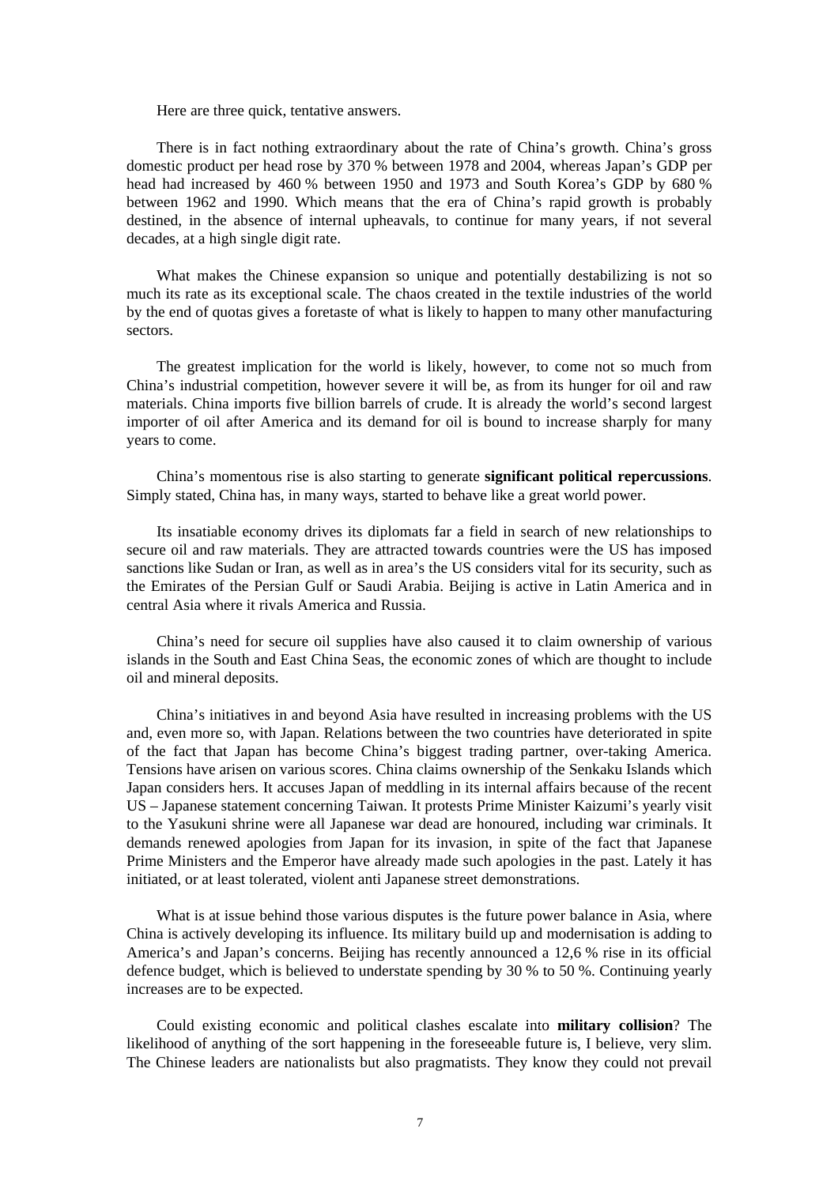Here are three quick, tentative answers.

There is in fact nothing extraordinary about the rate of China's growth. China's gross domestic product per head rose by 370 % between 1978 and 2004, whereas Japan's GDP per head had increased by 460 % between 1950 and 1973 and South Korea's GDP by 680 % between 1962 and 1990. Which means that the era of China's rapid growth is probably destined, in the absence of internal upheavals, to continue for many years, if not several decades, at a high single digit rate.

What makes the Chinese expansion so unique and potentially destabilizing is not so much its rate as its exceptional scale. The chaos created in the textile industries of the world by the end of quotas gives a foretaste of what is likely to happen to many other manufacturing sectors.

The greatest implication for the world is likely, however, to come not so much from China's industrial competition, however severe it will be, as from its hunger for oil and raw materials. China imports five billion barrels of crude. It is already the world's second largest importer of oil after America and its demand for oil is bound to increase sharply for many years to come.

China's momentous rise is also starting to generate **significant political repercussions**. Simply stated, China has, in many ways, started to behave like a great world power.

Its insatiable economy drives its diplomats far a field in search of new relationships to secure oil and raw materials. They are attracted towards countries were the US has imposed sanctions like Sudan or Iran, as well as in area's the US considers vital for its security, such as the Emirates of the Persian Gulf or Saudi Arabia. Beijing is active in Latin America and in central Asia where it rivals America and Russia.

China's need for secure oil supplies have also caused it to claim ownership of various islands in the South and East China Seas, the economic zones of which are thought to include oil and mineral deposits.

China's initiatives in and beyond Asia have resulted in increasing problems with the US and, even more so, with Japan. Relations between the two countries have deteriorated in spite of the fact that Japan has become China's biggest trading partner, over-taking America. Tensions have arisen on various scores. China claims ownership of the Senkaku Islands which Japan considers hers. It accuses Japan of meddling in its internal affairs because of the recent US – Japanese statement concerning Taiwan. It protests Prime Minister Kaizumi's yearly visit to the Yasukuni shrine were all Japanese war dead are honoured, including war criminals. It demands renewed apologies from Japan for its invasion, in spite of the fact that Japanese Prime Ministers and the Emperor have already made such apologies in the past. Lately it has initiated, or at least tolerated, violent anti Japanese street demonstrations.

What is at issue behind those various disputes is the future power balance in Asia, where China is actively developing its influence. Its military build up and modernisation is adding to America's and Japan's concerns. Beijing has recently announced a 12,6 % rise in its official defence budget, which is believed to understate spending by 30 % to 50 %. Continuing yearly increases are to be expected.

Could existing economic and political clashes escalate into **military collision**? The likelihood of anything of the sort happening in the foreseeable future is, I believe, very slim. The Chinese leaders are nationalists but also pragmatists. They know they could not prevail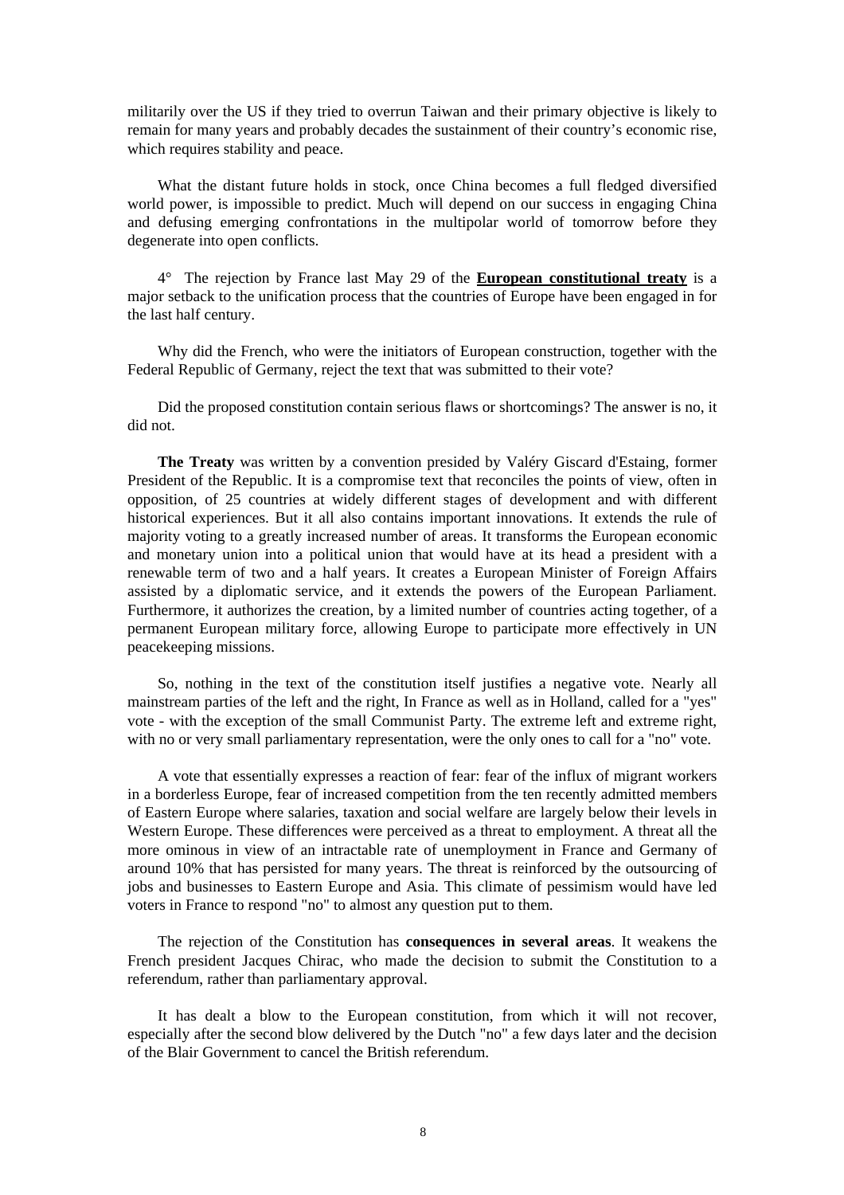militarily over the US if they tried to overrun Taiwan and their primary objective is likely to remain for many years and probably decades the sustainment of their country's economic rise, which requires stability and peace.

What the distant future holds in stock, once China becomes a full fledged diversified world power, is impossible to predict. Much will depend on our success in engaging China and defusing emerging confrontations in the multipolar world of tomorrow before they degenerate into open conflicts.

4° The rejection by France last May 29 of the **European constitutional treaty** is a major setback to the unification process that the countries of Europe have been engaged in for the last half century.

Why did the French, who were the initiators of European construction, together with the Federal Republic of Germany, reject the text that was submitted to their vote?

Did the proposed constitution contain serious flaws or shortcomings? The answer is no, it did not.

**The Treaty** was written by a convention presided by Valéry Giscard d'Estaing, former President of the Republic. It is a compromise text that reconciles the points of view, often in opposition, of 25 countries at widely different stages of development and with different historical experiences. But it all also contains important innovations. It extends the rule of majority voting to a greatly increased number of areas. It transforms the European economic and monetary union into a political union that would have at its head a president with a renewable term of two and a half years. It creates a European Minister of Foreign Affairs assisted by a diplomatic service, and it extends the powers of the European Parliament. Furthermore, it authorizes the creation, by a limited number of countries acting together, of a permanent European military force, allowing Europe to participate more effectively in UN peacekeeping missions.

So, nothing in the text of the constitution itself justifies a negative vote. Nearly all mainstream parties of the left and the right, In France as well as in Holland, called for a "yes" vote - with the exception of the small Communist Party. The extreme left and extreme right, with no or very small parliamentary representation, were the only ones to call for a "no" vote.

A vote that essentially expresses a reaction of fear: fear of the influx of migrant workers in a borderless Europe, fear of increased competition from the ten recently admitted members of Eastern Europe where salaries, taxation and social welfare are largely below their levels in Western Europe. These differences were perceived as a threat to employment. A threat all the more ominous in view of an intractable rate of unemployment in France and Germany of around 10% that has persisted for many years. The threat is reinforced by the outsourcing of jobs and businesses to Eastern Europe and Asia. This climate of pessimism would have led voters in France to respond "no" to almost any question put to them.

The rejection of the Constitution has **consequences in several areas**. It weakens the French president Jacques Chirac, who made the decision to submit the Constitution to a referendum, rather than parliamentary approval.

It has dealt a blow to the European constitution, from which it will not recover, especially after the second blow delivered by the Dutch "no" a few days later and the decision of the Blair Government to cancel the British referendum.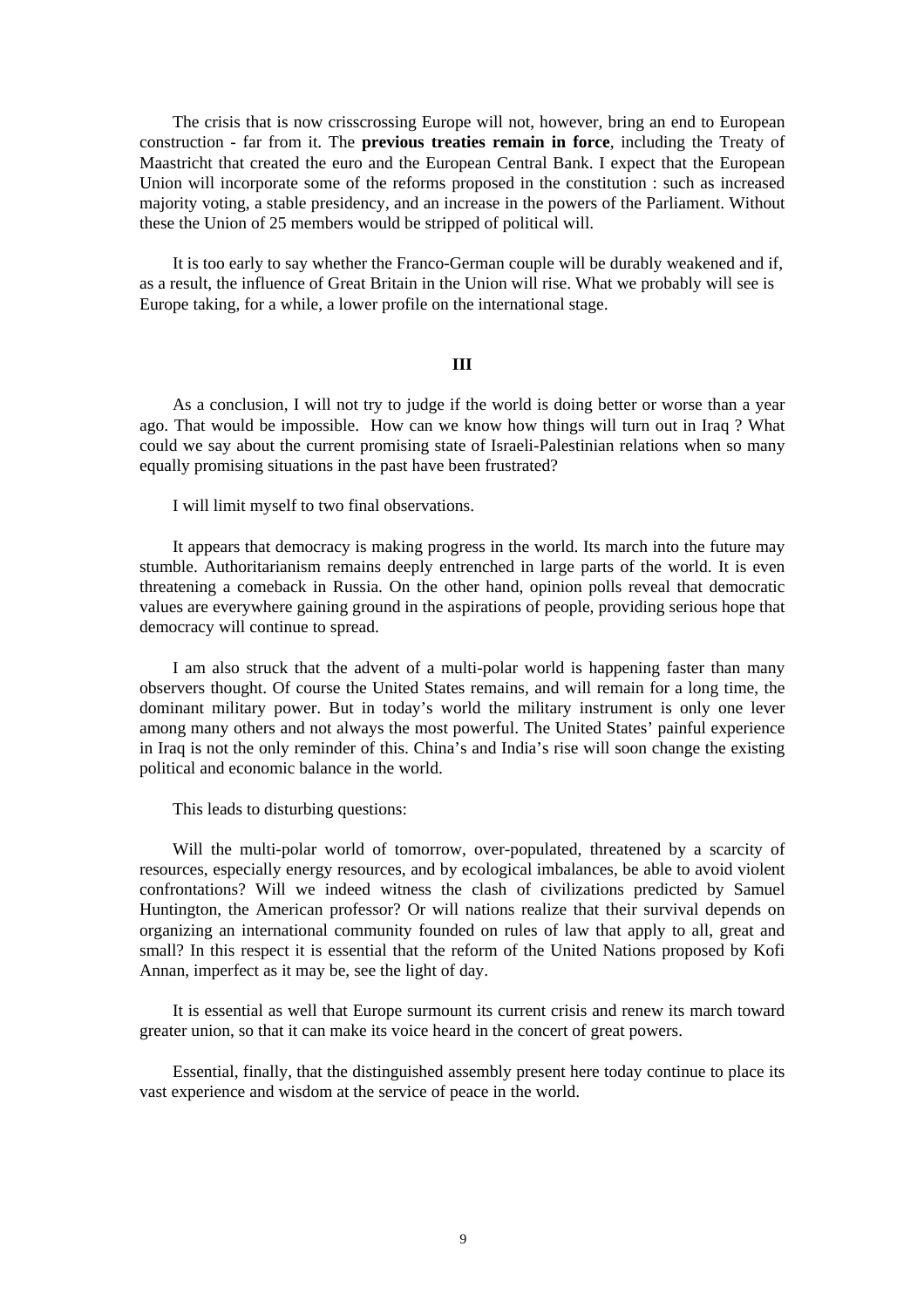The crisis that is now crisscrossing Europe will not, however, bring an end to European construction - far from it. The **previous treaties remain in force**, including the Treaty of Maastricht that created the euro and the European Central Bank. I expect that the European Union will incorporate some of the reforms proposed in the constitution : such as increased majority voting, a stable presidency, and an increase in the powers of the Parliament. Without these the Union of 25 members would be stripped of political will.

It is too early to say whether the Franco-German couple will be durably weakened and if, as a result, the influence of Great Britain in the Union will rise. What we probably will see is Europe taking, for a while, a lower profile on the international stage.

## III

As a conclusion, I will not try to judge if the world is doing better or worse than a year ago. That would be impossible. How can we know how things will turn out in Iraq ? What could we say about the current promising state of Israeli-Palestinian relations when so many equally promising situations in the past have been frustrated?

I will limit myself to two final observations.

It appears that democracy is making progress in the world. Its march into the future may stumble. Authoritarianism remains deeply entrenched in large parts of the world. It is even threatening a comeback in Russia. On the other hand, opinion polls reveal that democratic values are everywhere gaining ground in the aspirations of people, providing serious hope that democracy will continue to spread.

I am also struck that the advent of a multi-polar world is happening faster than many observers thought. Of course the United States remains, and will remain for a long time, the dominant military power. But in today's world the military instrument is only one lever among many others and not always the most powerful. The United States' painful experience in Iraq is not the only reminder of this. China's and India's rise will soon change the existing political and economic balance in the world.

This leads to disturbing questions:

Will the multi-polar world of tomorrow, over-populated, threatened by a scarcity of resources, especially energy resources, and by ecological imbalances, be able to avoid violent confrontations? Will we indeed witness the clash of civilizations predicted by Samuel Huntington, the American professor? Or will nations realize that their survival depends on organizing an international community founded on rules of law that apply to all, great and small? In this respect it is essential that the reform of the United Nations proposed by Kofi Annan, imperfect as it may be, see the light of day.

It is essential as well that Europe surmount its current crisis and renew its march toward greater union, so that it can make its voice heard in the concert of great powers.

Essential, finally, that the distinguished assembly present here today continue to place its vast experience and wisdom at the service of peace in the world.